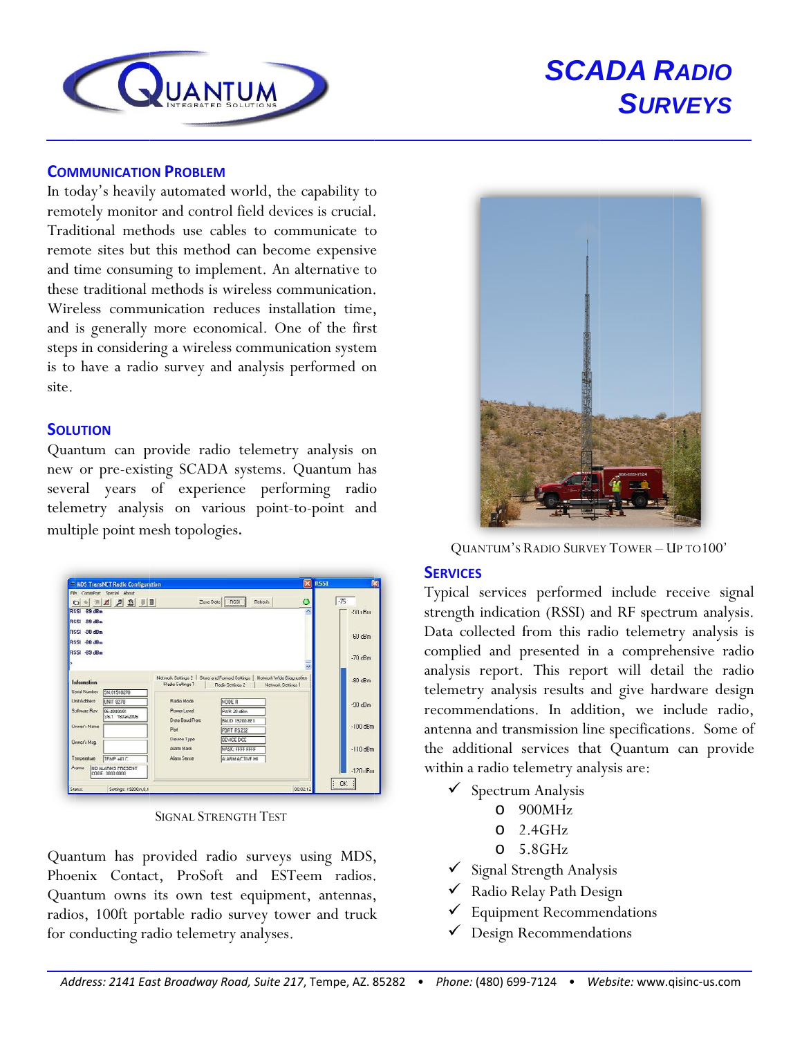# SCADA RADIO SURVEYS

## COMMUNICATION PROBLEM

In today's heavily automated world, the capability to remotely monitor and control field devices is crucial. Traditional methods use cables to communicate to remote sites but this method can become expensive and time consuming to implement. An alternative to these traditional methods is wireless communication. Wireless communication reduces installation time, and is generally more economical. One of the first steps in considering a wireless communication system is to have a radio survey and analysis performed on site.

## SOLUTION

Quantum can provide radio telemetry analysis on new or pre-existing SCADA systems. Quantum has several years of experience performing radio telemetry analysis on various point-to-point and multiple point mesh topologies.

SIGNAL STRENGTH TEST

Quantum has provided radio surveys using MDS, Phoenix Contact, ProSoft and ESTeem radios. Quantum owns its own test equipment, antennas, radios, 100ft portable radio survey tower and truck for conducting radio telemetry analyses.

QUANTUM'S RADIO SURVEY TOWER – UP TO100'

## SERVICES

Typical services performed include receive signal strength indication (RSSI) and RF spectrum analysis. Data collected from this radio telemetry analysis is complied and presented in a comprehensive radio analysis report. This report will detail the radio telemetry analysis results and give hardware design recommendations. In addition, we include radio, antenna and transmission line specifications. Some of the additional services that Quantum can provide within a radio telemetry analysis are:

- ✓ Spectrum Analysis
  - 900MHz
  - 2.4GHz
  - 5.8GHz
- ✓ Signal Strength Analysis
- ✓ Radio Relay Path Design
- ✓ Equipment Recommendations
- ✓ Design Recommendations

*Address: 2141 East Broadway Road, Suite 217*, Tempe, AZ. 85282 • *Phone:* (480) 699-7124 • *Website:* www.qisinc-us.com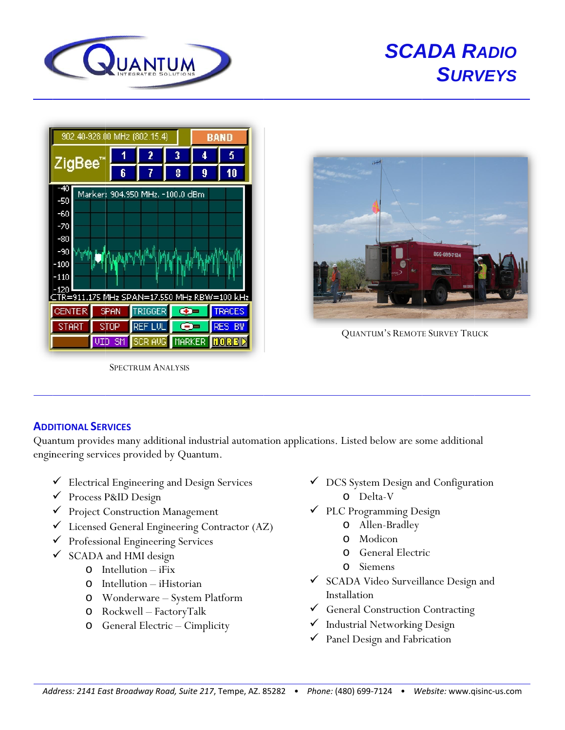# SCADA RADIO SURVEYS

SPECTRUM ANALYSIS

QUANTUM'S REMOTE SURVEY TRUCK

## ADDITIONAL SERVICES

Quantum provides many additional industrial automation applications. Listed below are some additional engineering services provided by Quantum.

- ✓ Electrical Engineering and Design Services
- ✓ Process P&ID Design
- ✓ Project Construction Management
- ✓ Licensed General Engineering Contractor (AZ)
- ✓ Professional Engineering Services
- ✓ SCADA and HMI design
  - Intellution – iFix
  - Intellution – iHistorian
  - Wonderware – System Platform
  - Rockwell – FactoryTalk
  - General Electric – Cimplicity
- ✓ DCS System Design and Configuration
  - Delta-V
- ✓ PLC Programming Design
  - Allen-Bradley
  - Modicon
  - General Electric
  - Siemens
- ✓ SCADA Video Surveillance Design and Installation
- ✓ General Construction Contracting
- ✓ Industrial Networking Design
- ✓ Panel Design and Fabrication

*Address: 2141 East Broadway Road, Suite 217*, Tempe, AZ. 85282 • *Phone:* (480) 699-7124 • *Website:* www.qisinc-us.com